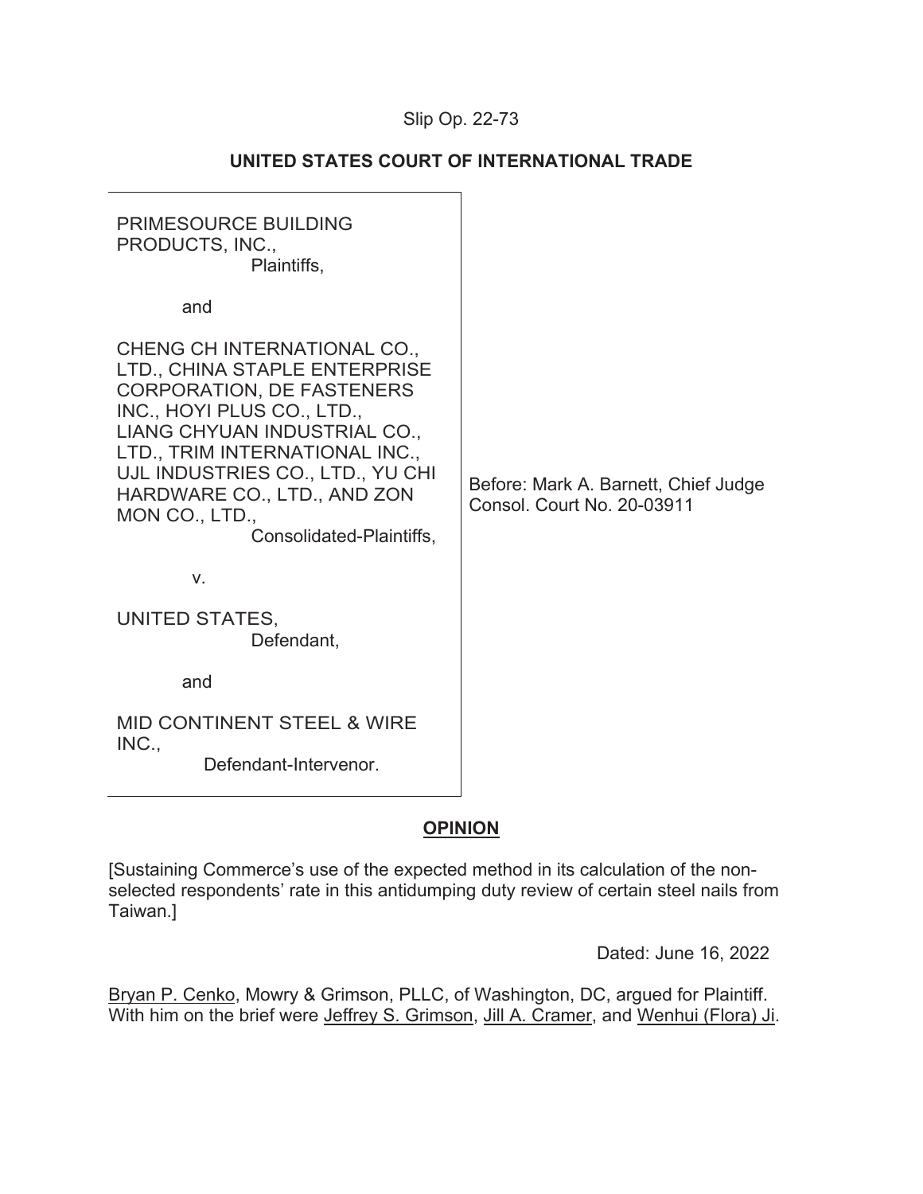Slip Op. 22-73

**UNITED STATES COURT OF INTERNATIONAL TRADE**

PRIMESOURCE BUILDING PRODUCTS, INC.,
Plaintiffs,

and

CHENG CH INTERNATIONAL CO., LTD., CHINA STAPLE ENTERPRISE CORPORATION, DE FASTENERS INC., HOYI PLUS CO., LTD., LIANG CHYUAN INDUSTRIAL CO., LTD., TRIM INTERNATIONAL INC., UJL INDUSTRIES CO., LTD., YU CHI HARDWARE CO., LTD., AND ZON MON CO., LTD.,
Consolidated-Plaintiffs,

v.

UNITED STATES,
Defendant,

and

MID CONTINENT STEEL & WIRE INC.,
Defendant-Intervenor.

Before: Mark A. Barnett, Chief Judge
Consol. Court No. 20-03911

**OPINION**

[Sustaining Commerce's use of the expected method in its calculation of the non-selected respondents' rate in this antidumping duty review of certain steel nails from Taiwan.]

Dated: June 16, 2022

Bryan P. Cenko, Mowry & Grimson, PLLC, of Washington, DC, argued for Plaintiff. With him on the brief were Jeffrey S. Grimson, Jill A. Cramer, and Wenhui (Flora) Ji.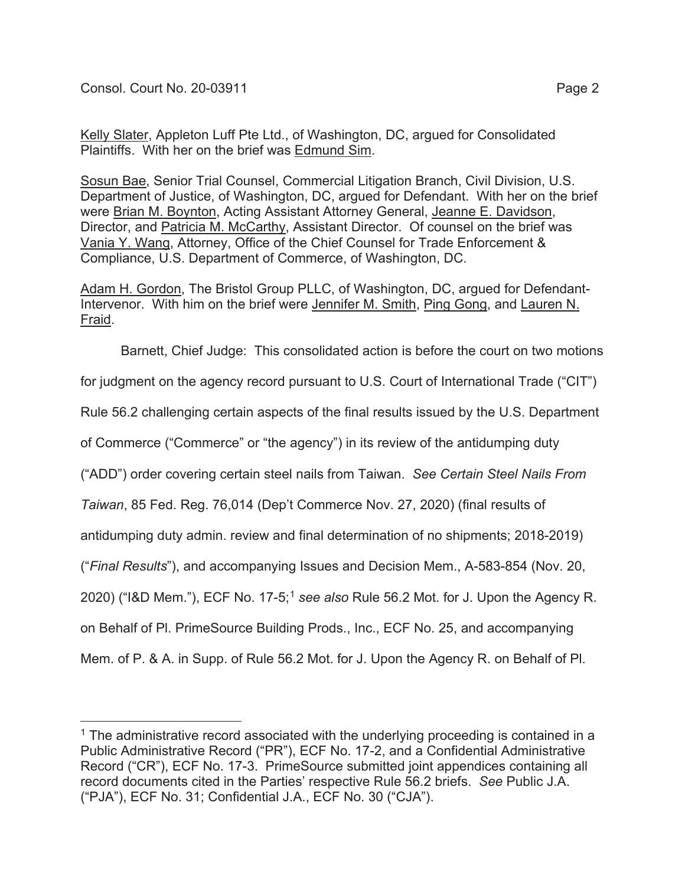Kelly Slater, Appleton Luff Pte Ltd., of Washington, DC, argued for Consolidated Plaintiffs. With her on the brief was Edmund Sim.

Sosun Bae, Senior Trial Counsel, Commercial Litigation Branch, Civil Division, U.S. Department of Justice, of Washington, DC, argued for Defendant. With her on the brief were Brian M. Boynton, Acting Assistant Attorney General, Jeanne E. Davidson, Director, and Patricia M. McCarthy, Assistant Director. Of counsel on the brief was Vania Y. Wang, Attorney, Office of the Chief Counsel for Trade Enforcement & Compliance, U.S. Department of Commerce, of Washington, DC.

Adam H. Gordon, The Bristol Group PLLC, of Washington, DC, argued for Defendant-Intervenor. With him on the brief were Jennifer M. Smith, Ping Gong, and Lauren N. Fraid.

Barnett, Chief Judge: This consolidated action is before the court on two motions for judgment on the agency record pursuant to U.S. Court of International Trade ("CIT") Rule 56.2 challenging certain aspects of the final results issued by the U.S. Department of Commerce ("Commerce" or "the agency") in its review of the antidumping duty ("ADD") order covering certain steel nails from Taiwan. *See Certain Steel Nails From Taiwan*, 85 Fed. Reg. 76,014 (Dep't Commerce Nov. 27, 2020) (final results of antidumping duty admin. review and final determination of no shipments; 2018-2019) ("*Final Results*"), and accompanying Issues and Decision Mem., A-583-854 (Nov. 20, 2020) ("I&D Mem."), ECF No. 17-5;[1] *see also* Rule 56.2 Mot. for J. Upon the Agency R. on Behalf of Pl. PrimeSource Building Prods., Inc., ECF No. 25, and accompanying Mem. of P. & A. in Supp. of Rule 56.2 Mot. for J. Upon the Agency R. on Behalf of Pl.

---

[1] The administrative record associated with the underlying proceeding is contained in a Public Administrative Record ("PR"), ECF No. 17-2, and a Confidential Administrative Record ("CR"), ECF No. 17-3. PrimeSource submitted joint appendices containing all record documents cited in the Parties' respective Rule 56.2 briefs. *See* Public J.A. ("PJA"), ECF No. 31; Confidential J.A., ECF No. 30 ("CJA").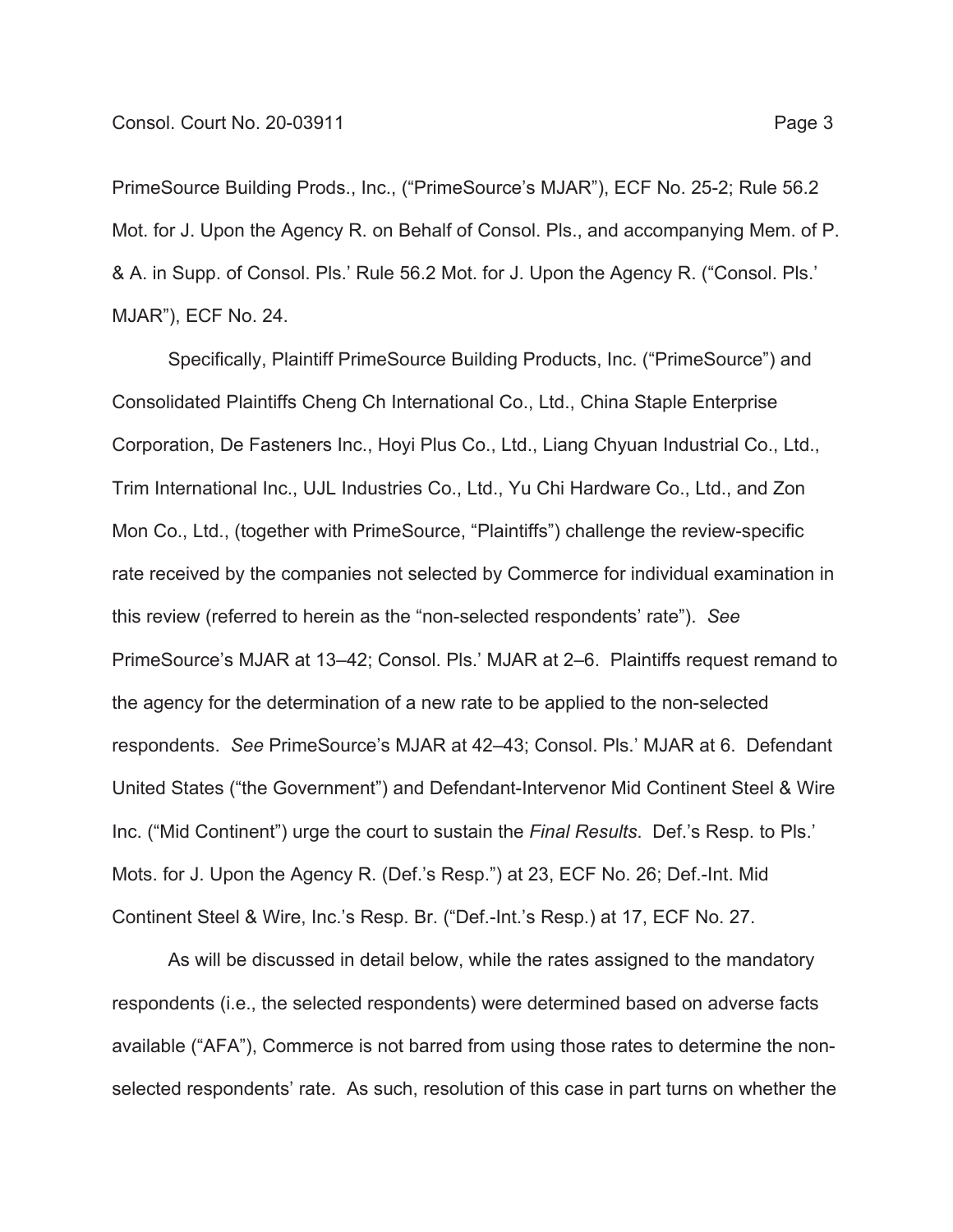PrimeSource Building Prods., Inc., ("PrimeSource's MJAR"), ECF No. 25-2; Rule 56.2 Mot. for J. Upon the Agency R. on Behalf of Consol. Pls., and accompanying Mem. of P. & A. in Supp. of Consol. Pls.' Rule 56.2 Mot. for J. Upon the Agency R. ("Consol. Pls.' MJAR"), ECF No. 24.

Specifically, Plaintiff PrimeSource Building Products, Inc. ("PrimeSource") and Consolidated Plaintiffs Cheng Ch International Co., Ltd., China Staple Enterprise Corporation, De Fasteners Inc., Hoyi Plus Co., Ltd., Liang Chyuan Industrial Co., Ltd., Trim International Inc., UJL Industries Co., Ltd., Yu Chi Hardware Co., Ltd., and Zon Mon Co., Ltd., (together with PrimeSource, "Plaintiffs") challenge the review-specific rate received by the companies not selected by Commerce for individual examination in this review (referred to herein as the "non-selected respondents' rate"). *See* PrimeSource's MJAR at 13–42; Consol. Pls.' MJAR at 2–6. Plaintiffs request remand to the agency for the determination of a new rate to be applied to the non-selected respondents. *See* PrimeSource's MJAR at 42–43; Consol. Pls.' MJAR at 6. Defendant United States ("the Government") and Defendant-Intervenor Mid Continent Steel & Wire Inc. ("Mid Continent") urge the court to sustain the *Final Results*. Def.'s Resp. to Pls.' Mots. for J. Upon the Agency R. (Def.'s Resp.") at 23, ECF No. 26; Def.-Int. Mid Continent Steel & Wire, Inc.'s Resp. Br. ("Def.-Int.'s Resp.) at 17, ECF No. 27.

As will be discussed in detail below, while the rates assigned to the mandatory respondents (i.e., the selected respondents) were determined based on adverse facts available ("AFA"), Commerce is not barred from using those rates to determine the non-selected respondents' rate. As such, resolution of this case in part turns on whether the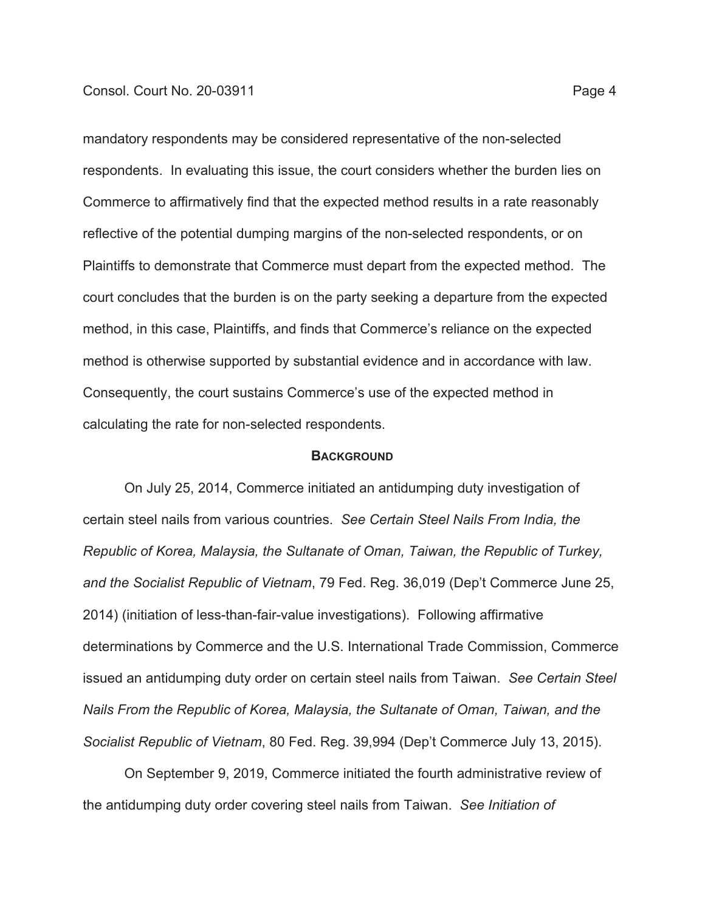mandatory respondents may be considered representative of the non-selected respondents. In evaluating this issue, the court considers whether the burden lies on Commerce to affirmatively find that the expected method results in a rate reasonably reflective of the potential dumping margins of the non-selected respondents, or on Plaintiffs to demonstrate that Commerce must depart from the expected method. The court concludes that the burden is on the party seeking a departure from the expected method, in this case, Plaintiffs, and finds that Commerce's reliance on the expected method is otherwise supported by substantial evidence and in accordance with law. Consequently, the court sustains Commerce's use of the expected method in calculating the rate for non-selected respondents.

## BACKGROUND

On July 25, 2014, Commerce initiated an antidumping duty investigation of certain steel nails from various countries. *See Certain Steel Nails From India, the Republic of Korea, Malaysia, the Sultanate of Oman, Taiwan, the Republic of Turkey, and the Socialist Republic of Vietnam*, 79 Fed. Reg. 36,019 (Dep't Commerce June 25, 2014) (initiation of less-than-fair-value investigations). Following affirmative determinations by Commerce and the U.S. International Trade Commission, Commerce issued an antidumping duty order on certain steel nails from Taiwan. *See Certain Steel Nails From the Republic of Korea, Malaysia, the Sultanate of Oman, Taiwan, and the Socialist Republic of Vietnam*, 80 Fed. Reg. 39,994 (Dep't Commerce July 13, 2015).

On September 9, 2019, Commerce initiated the fourth administrative review of the antidumping duty order covering steel nails from Taiwan. *See Initiation of*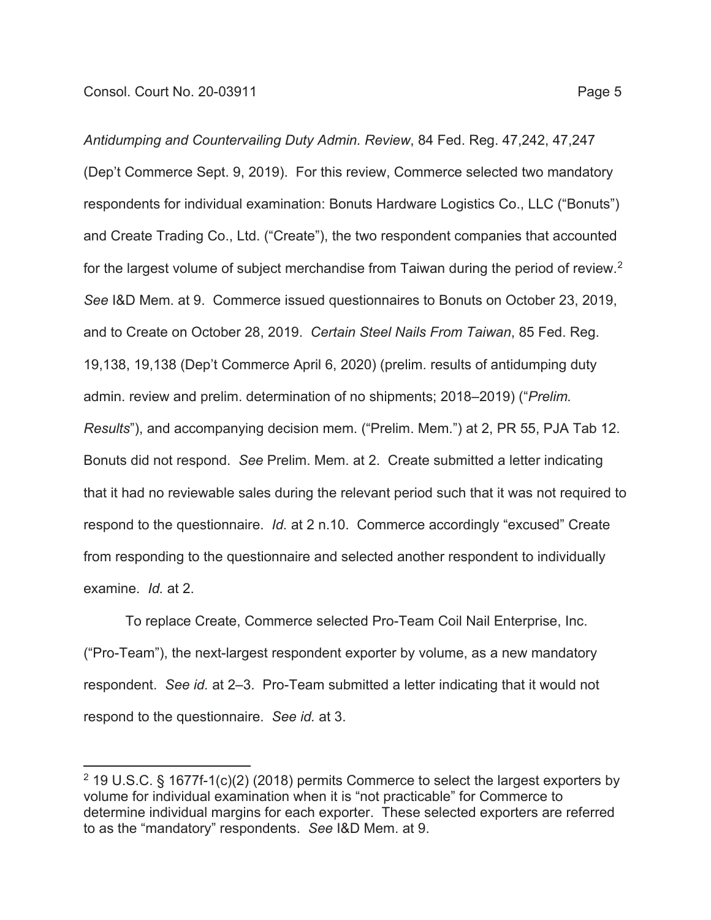*Antidumping and Countervailing Duty Admin. Review*, 84 Fed. Reg. 47,242, 47,247 (Dep't Commerce Sept. 9, 2019). For this review, Commerce selected two mandatory respondents for individual examination: Bonuts Hardware Logistics Co., LLC ("Bonuts") and Create Trading Co., Ltd. ("Create"), the two respondent companies that accounted for the largest volume of subject merchandise from Taiwan during the period of review.[2] *See* I&D Mem. at 9. Commerce issued questionnaires to Bonuts on October 23, 2019, and to Create on October 28, 2019. *Certain Steel Nails From Taiwan*, 85 Fed. Reg. 19,138, 19,138 (Dep't Commerce April 6, 2020) (prelim. results of antidumping duty admin. review and prelim. determination of no shipments; 2018–2019) ("*Prelim. Results*"), and accompanying decision mem. ("Prelim. Mem.") at 2, PR 55, PJA Tab 12. Bonuts did not respond. *See* Prelim. Mem. at 2. Create submitted a letter indicating that it had no reviewable sales during the relevant period such that it was not required to respond to the questionnaire. *Id.* at 2 n.10. Commerce accordingly "excused" Create from responding to the questionnaire and selected another respondent to individually examine. *Id.* at 2.

To replace Create, Commerce selected Pro-Team Coil Nail Enterprise, Inc. ("Pro-Team"), the next-largest respondent exporter by volume, as a new mandatory respondent. *See id.* at 2–3. Pro-Team submitted a letter indicating that it would not respond to the questionnaire. *See id.* at 3.

---

[2] 19 U.S.C. § 1677f-1(c)(2) (2018) permits Commerce to select the largest exporters by volume for individual examination when it is "not practicable" for Commerce to determine individual margins for each exporter. These selected exporters are referred to as the "mandatory" respondents. *See* I&D Mem. at 9.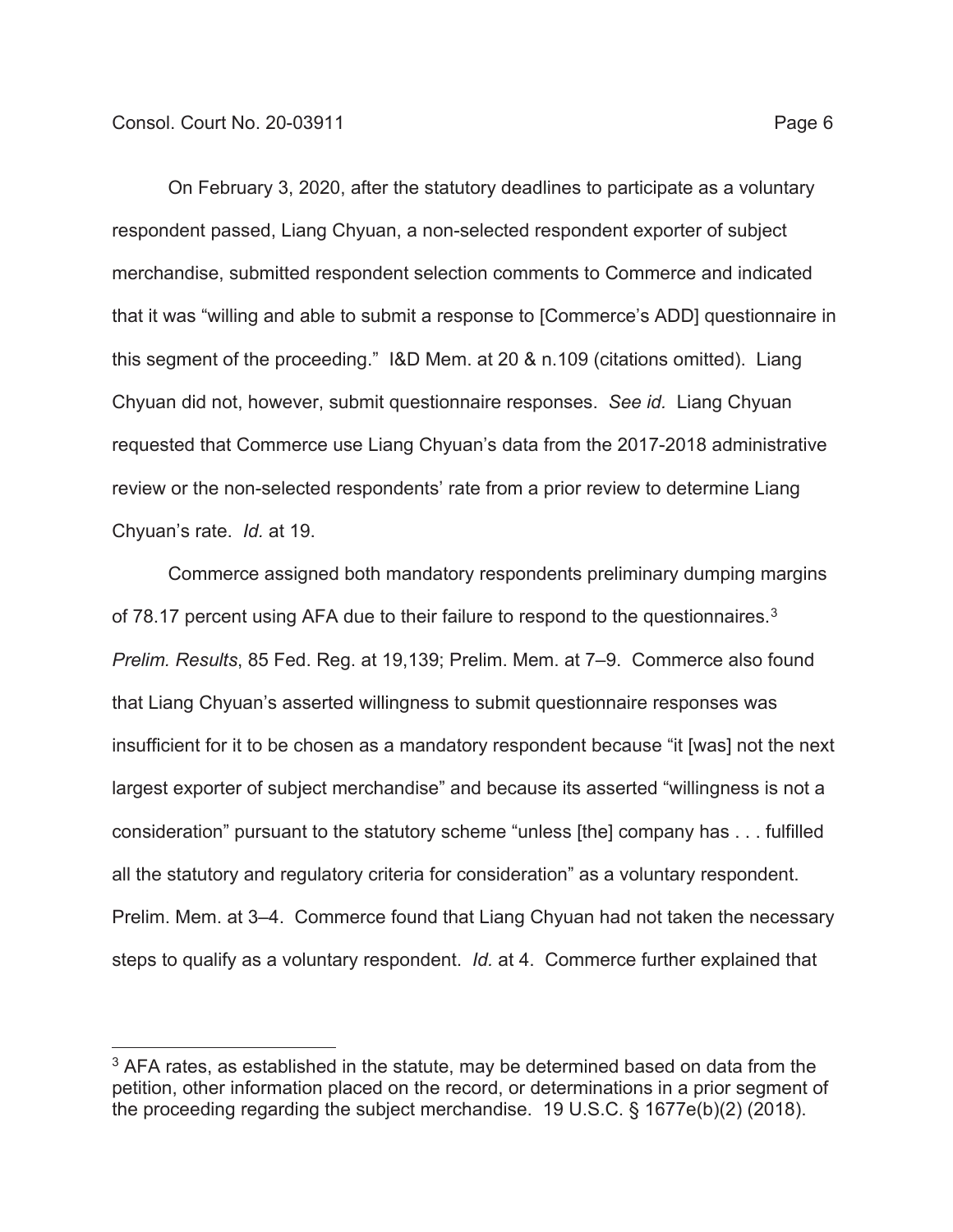On February 3, 2020, after the statutory deadlines to participate as a voluntary respondent passed, Liang Chyuan, a non-selected respondent exporter of subject merchandise, submitted respondent selection comments to Commerce and indicated that it was "willing and able to submit a response to [Commerce's ADD] questionnaire in this segment of the proceeding." I&D Mem. at 20 & n.109 (citations omitted). Liang Chyuan did not, however, submit questionnaire responses. *See id.* Liang Chyuan requested that Commerce use Liang Chyuan's data from the 2017-2018 administrative review or the non-selected respondents' rate from a prior review to determine Liang Chyuan's rate. *Id.* at 19.

Commerce assigned both mandatory respondents preliminary dumping margins of 78.17 percent using AFA due to their failure to respond to the questionnaires.[3] *Prelim. Results*, 85 Fed. Reg. at 19,139; Prelim. Mem. at 7–9. Commerce also found that Liang Chyuan's asserted willingness to submit questionnaire responses was insufficient for it to be chosen as a mandatory respondent because "it [was] not the next largest exporter of subject merchandise" and because its asserted "willingness is not a consideration" pursuant to the statutory scheme "unless [the] company has . . . fulfilled all the statutory and regulatory criteria for consideration" as a voluntary respondent. Prelim. Mem. at 3–4. Commerce found that Liang Chyuan had not taken the necessary steps to qualify as a voluntary respondent. *Id.* at 4. Commerce further explained that

[3] AFA rates, as established in the statute, may be determined based on data from the petition, other information placed on the record, or determinations in a prior segment of the proceeding regarding the subject merchandise. 19 U.S.C. § 1677e(b)(2) (2018).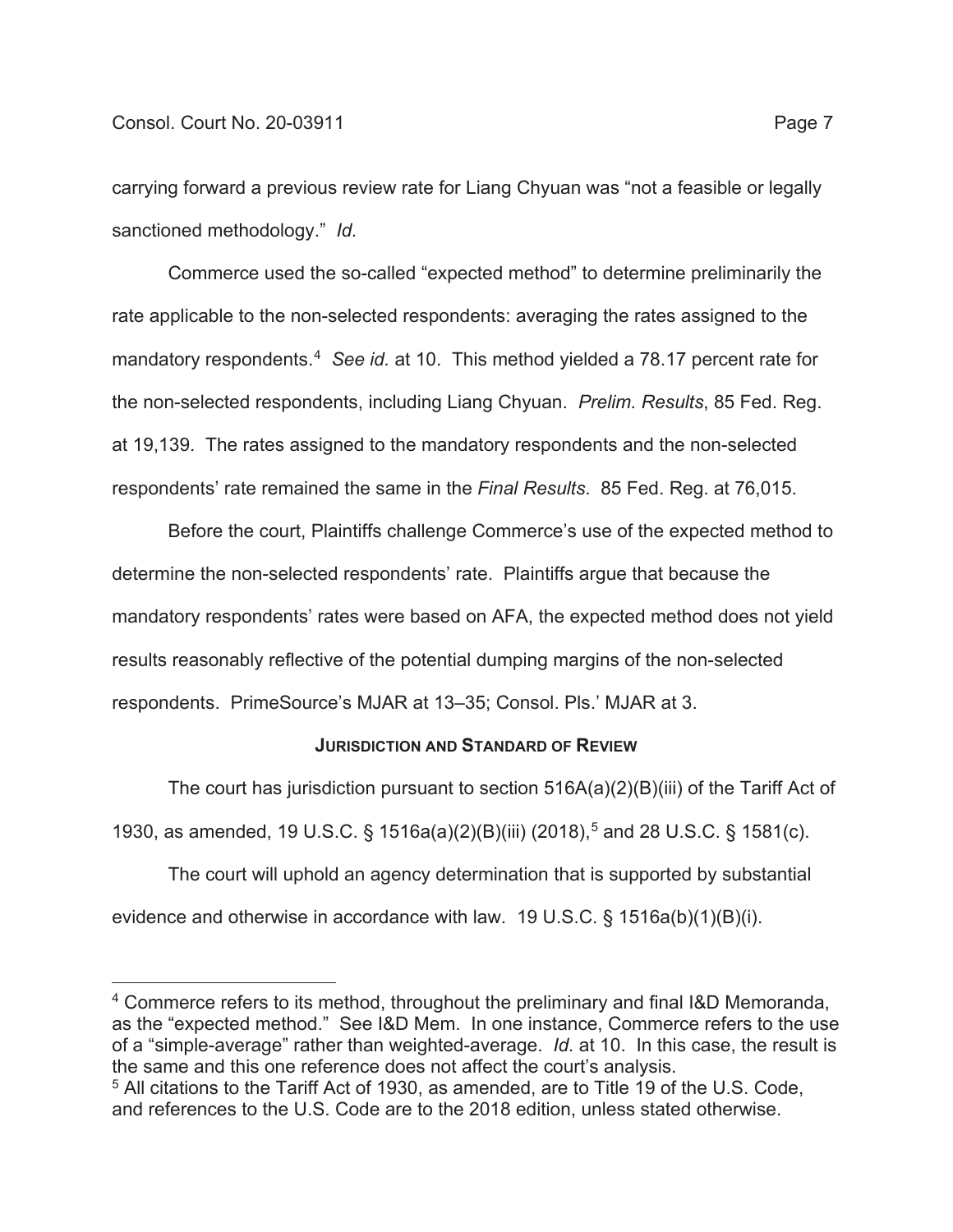carrying forward a previous review rate for Liang Chyuan was "not a feasible or legally sanctioned methodology." *Id.*

Commerce used the so-called "expected method" to determine preliminarily the rate applicable to the non-selected respondents: averaging the rates assigned to the mandatory respondents.[4] *See id.* at 10. This method yielded a 78.17 percent rate for the non-selected respondents, including Liang Chyuan. *Prelim. Results*, 85 Fed. Reg. at 19,139. The rates assigned to the mandatory respondents and the non-selected respondents' rate remained the same in the *Final Results*. 85 Fed. Reg. at 76,015.

Before the court, Plaintiffs challenge Commerce's use of the expected method to determine the non-selected respondents' rate. Plaintiffs argue that because the mandatory respondents' rates were based on AFA, the expected method does not yield results reasonably reflective of the potential dumping margins of the non-selected respondents. PrimeSource's MJAR at 13–35; Consol. Pls.' MJAR at 3.

## JURISDICTION AND STANDARD OF REVIEW

The court has jurisdiction pursuant to section 516A(a)(2)(B)(iii) of the Tariff Act of 1930, as amended, 19 U.S.C. § 1516a(a)(2)(B)(iii) (2018),[5] and 28 U.S.C. § 1581(c).

The court will uphold an agency determination that is supported by substantial evidence and otherwise in accordance with law. 19 U.S.C. § 1516a(b)(1)(B)(i).

---

[4] Commerce refers to its method, throughout the preliminary and final I&D Memoranda, as the "expected method." See I&D Mem. In one instance, Commerce refers to the use of a "simple-average" rather than weighted-average. *Id.* at 10. In this case, the result is the same and this one reference does not affect the court's analysis.

[5] All citations to the Tariff Act of 1930, as amended, are to Title 19 of the U.S. Code, and references to the U.S. Code are to the 2018 edition, unless stated otherwise.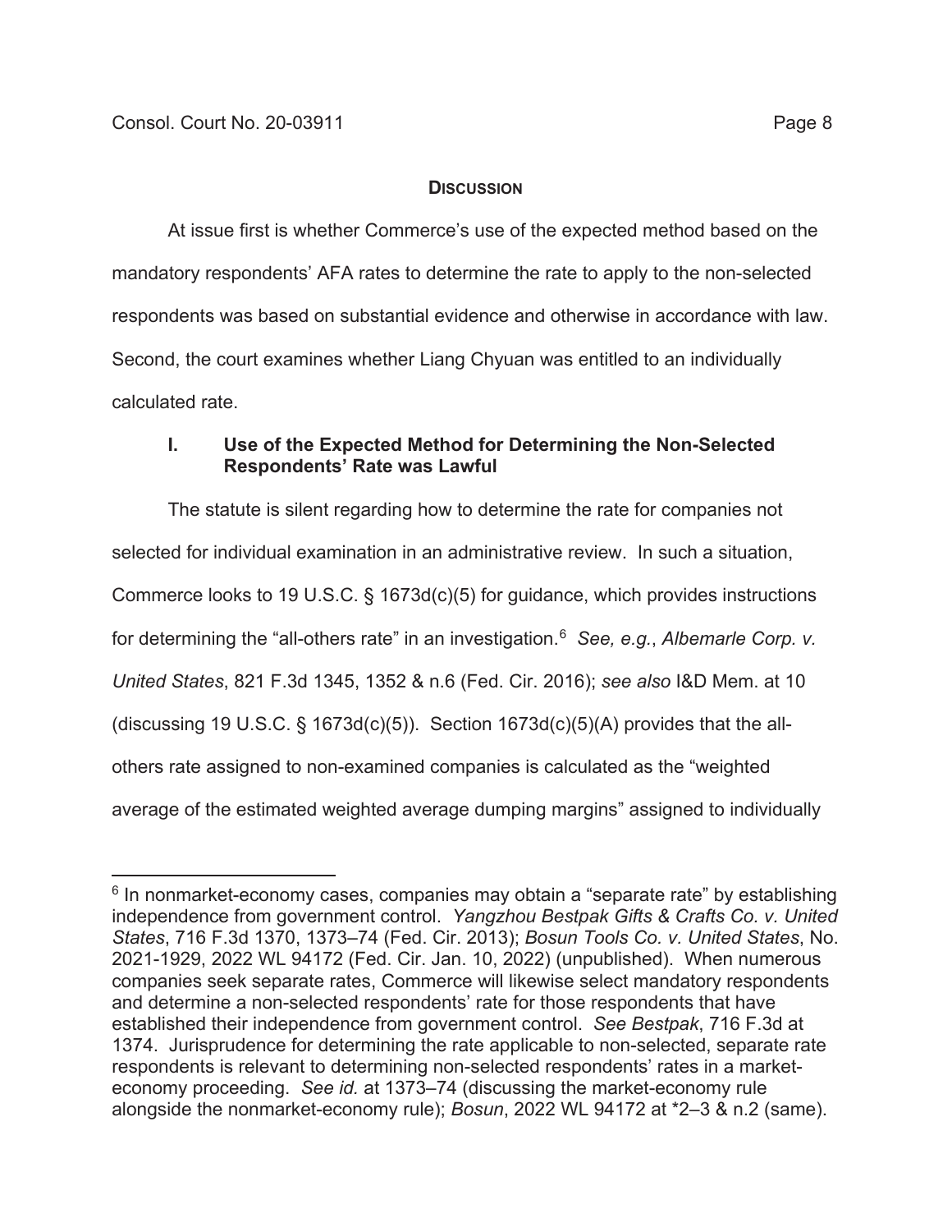## Discussion

At issue first is whether Commerce's use of the expected method based on the mandatory respondents' AFA rates to determine the rate to apply to the non-selected respondents was based on substantial evidence and otherwise in accordance with law. Second, the court examines whether Liang Chyuan was entitled to an individually calculated rate.

### I. Use of the Expected Method for Determining the Non-Selected Respondents' Rate was Lawful

The statute is silent regarding how to determine the rate for companies not selected for individual examination in an administrative review. In such a situation, Commerce looks to 19 U.S.C. § 1673d(c)(5) for guidance, which provides instructions for determining the "all-others rate" in an investigation.[6] *See, e.g.*, *Albemarle Corp. v. United States*, 821 F.3d 1345, 1352 & n.6 (Fed. Cir. 2016); *see also* I&D Mem. at 10 (discussing 19 U.S.C. § 1673d(c)(5)). Section 1673d(c)(5)(A) provides that the all-others rate assigned to non-examined companies is calculated as the "weighted average of the estimated weighted average dumping margins" assigned to individually

---

[6] In nonmarket-economy cases, companies may obtain a "separate rate" by establishing independence from government control. *Yangzhou Bestpak Gifts & Crafts Co. v. United States*, 716 F.3d 1370, 1373–74 (Fed. Cir. 2013); *Bosun Tools Co. v. United States*, No. 2021-1929, 2022 WL 94172 (Fed. Cir. Jan. 10, 2022) (unpublished). When numerous companies seek separate rates, Commerce will likewise select mandatory respondents and determine a non-selected respondents' rate for those respondents that have established their independence from government control. *See Bestpak*, 716 F.3d at 1374. Jurisprudence for determining the rate applicable to non-selected, separate rate respondents is relevant to determining non-selected respondents' rates in a market-economy proceeding. *See id.* at 1373–74 (discussing the market-economy rule alongside the nonmarket-economy rule); *Bosun*, 2022 WL 94172 at *2–3 & n.2 (same).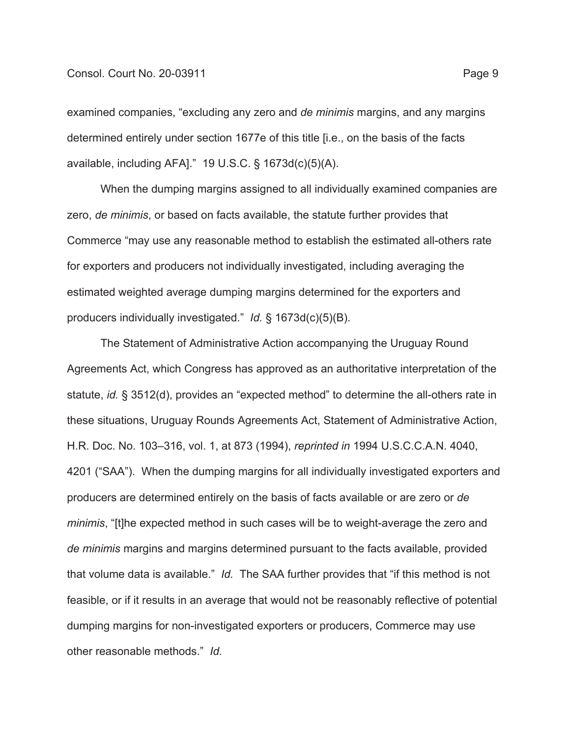examined companies, "excluding any zero and *de minimis* margins, and any margins determined entirely under section 1677e of this title [i.e., on the basis of the facts available, including AFA]." 19 U.S.C. § 1673d(c)(5)(A).

When the dumping margins assigned to all individually examined companies are zero, *de minimis*, or based on facts available, the statute further provides that Commerce "may use any reasonable method to establish the estimated all-others rate for exporters and producers not individually investigated, including averaging the estimated weighted average dumping margins determined for the exporters and producers individually investigated." *Id.* § 1673d(c)(5)(B).

The Statement of Administrative Action accompanying the Uruguay Round Agreements Act, which Congress has approved as an authoritative interpretation of the statute, *id.* § 3512(d), provides an "expected method" to determine the all-others rate in these situations, Uruguay Rounds Agreements Act, Statement of Administrative Action, H.R. Doc. No. 103–316, vol. 1, at 873 (1994), *reprinted in* 1994 U.S.C.C.A.N. 4040, 4201 ("SAA"). When the dumping margins for all individually investigated exporters and producers are determined entirely on the basis of facts available or are zero or *de minimis*, "[t]he expected method in such cases will be to weight-average the zero and *de minimis* margins and margins determined pursuant to the facts available, provided that volume data is available." *Id.* The SAA further provides that "if this method is not feasible, or if it results in an average that would not be reasonably reflective of potential dumping margins for non-investigated exporters or producers, Commerce may use other reasonable methods." *Id.*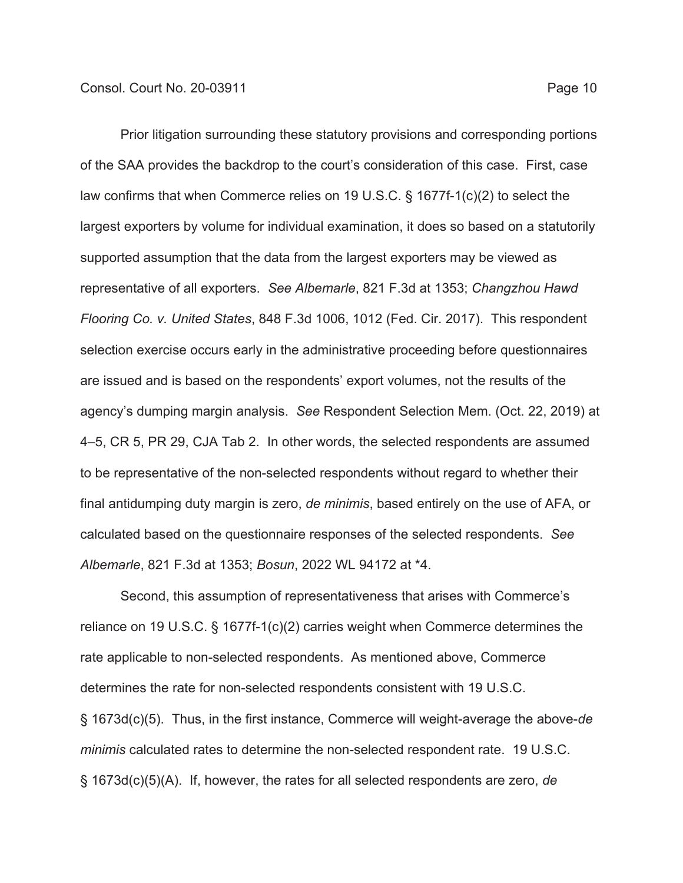Prior litigation surrounding these statutory provisions and corresponding portions of the SAA provides the backdrop to the court's consideration of this case. First, case law confirms that when Commerce relies on 19 U.S.C. § 1677f-1(c)(2) to select the largest exporters by volume for individual examination, it does so based on a statutorily supported assumption that the data from the largest exporters may be viewed as representative of all exporters. *See Albemarle*, 821 F.3d at 1353; *Changzhou Hawd Flooring Co. v. United States*, 848 F.3d 1006, 1012 (Fed. Cir. 2017). This respondent selection exercise occurs early in the administrative proceeding before questionnaires are issued and is based on the respondents' export volumes, not the results of the agency's dumping margin analysis. *See* Respondent Selection Mem. (Oct. 22, 2019) at 4–5, CR 5, PR 29, CJA Tab 2. In other words, the selected respondents are assumed to be representative of the non-selected respondents without regard to whether their final antidumping duty margin is zero, *de minimis*, based entirely on the use of AFA, or calculated based on the questionnaire responses of the selected respondents. *See Albemarle*, 821 F.3d at 1353; *Bosun*, 2022 WL 94172 at *4.

Second, this assumption of representativeness that arises with Commerce's reliance on 19 U.S.C. § 1677f-1(c)(2) carries weight when Commerce determines the rate applicable to non-selected respondents. As mentioned above, Commerce determines the rate for non-selected respondents consistent with 19 U.S.C. § 1673d(c)(5). Thus, in the first instance, Commerce will weight-average the above-*de minimis* calculated rates to determine the non-selected respondent rate. 19 U.S.C. § 1673d(c)(5)(A). If, however, the rates for all selected respondents are zero, *de*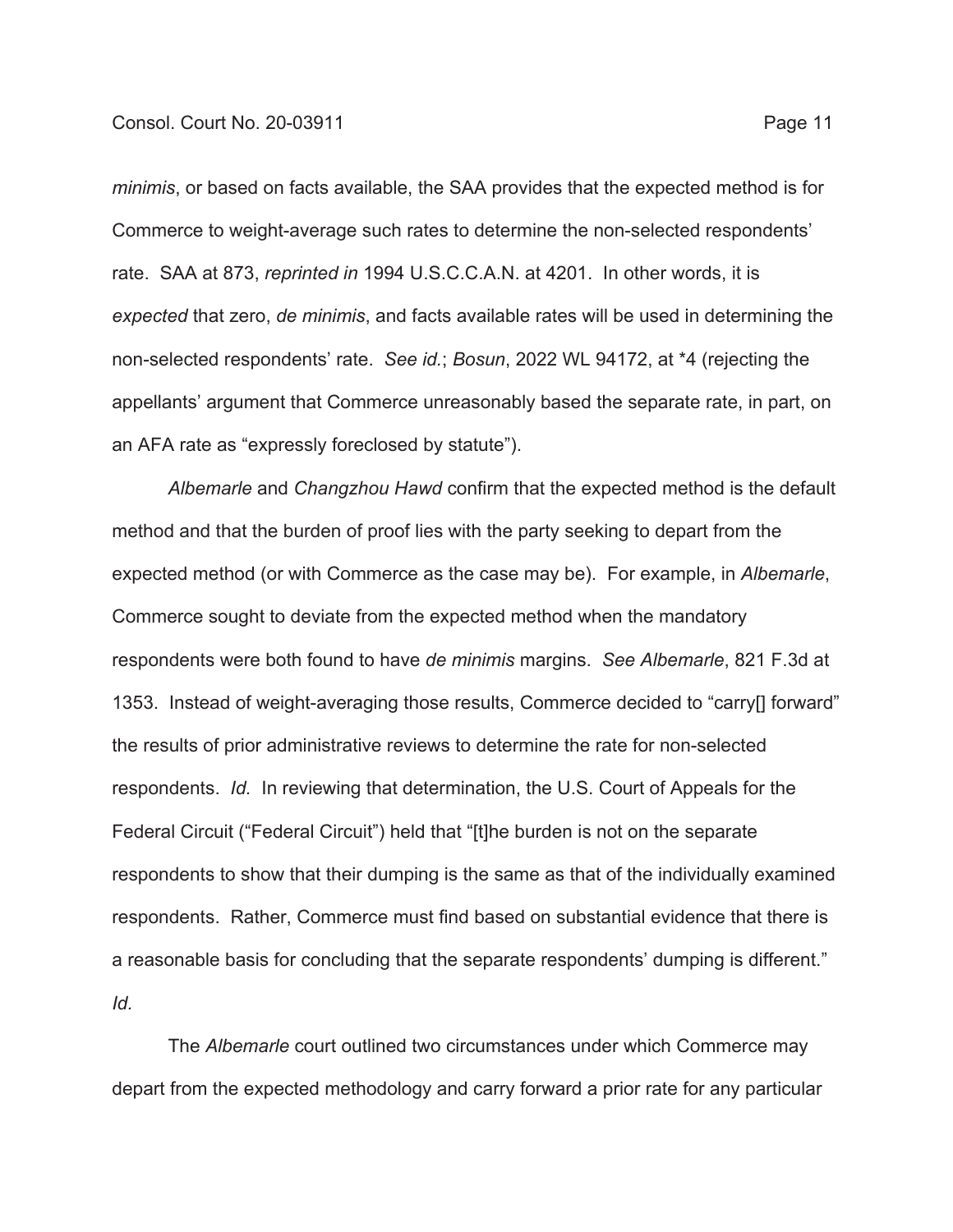*minimis*, or based on facts available, the SAA provides that the expected method is for Commerce to weight-average such rates to determine the non-selected respondents' rate. SAA at 873, *reprinted in* 1994 U.S.C.C.A.N. at 4201. In other words, it is *expected* that zero, *de minimis*, and facts available rates will be used in determining the non-selected respondents' rate. *See id.*; *Bosun*, 2022 WL 94172, at *4 (rejecting the appellants' argument that Commerce unreasonably based the separate rate, in part, on an AFA rate as "expressly foreclosed by statute").

*Albemarle* and *Changzhou Hawd* confirm that the expected method is the default method and that the burden of proof lies with the party seeking to depart from the expected method (or with Commerce as the case may be). For example, in *Albemarle*, Commerce sought to deviate from the expected method when the mandatory respondents were both found to have *de minimis* margins. *See Albemarle*, 821 F.3d at 1353. Instead of weight-averaging those results, Commerce decided to "carry[] forward" the results of prior administrative reviews to determine the rate for non-selected respondents. *Id.* In reviewing that determination, the U.S. Court of Appeals for the Federal Circuit ("Federal Circuit") held that "[t]he burden is not on the separate respondents to show that their dumping is the same as that of the individually examined respondents. Rather, Commerce must find based on substantial evidence that there is a reasonable basis for concluding that the separate respondents' dumping is different." *Id.*

The *Albemarle* court outlined two circumstances under which Commerce may depart from the expected methodology and carry forward a prior rate for any particular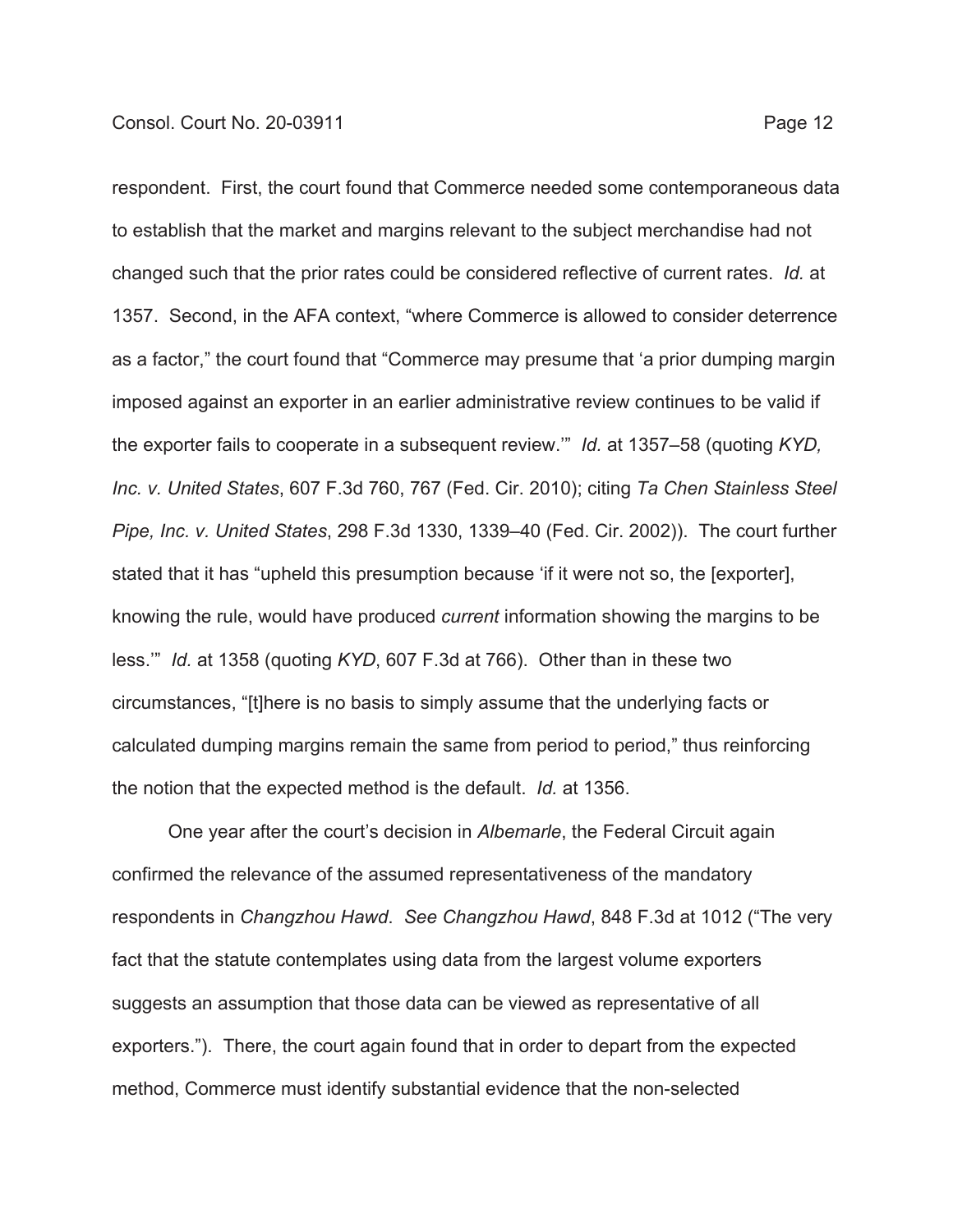respondent. First, the court found that Commerce needed some contemporaneous data to establish that the market and margins relevant to the subject merchandise had not changed such that the prior rates could be considered reflective of current rates. *Id.* at 1357. Second, in the AFA context, "where Commerce is allowed to consider deterrence as a factor," the court found that "Commerce may presume that 'a prior dumping margin imposed against an exporter in an earlier administrative review continues to be valid if the exporter fails to cooperate in a subsequent review.'" *Id.* at 1357–58 (quoting *KYD, Inc. v. United States*, 607 F.3d 760, 767 (Fed. Cir. 2010); citing *Ta Chen Stainless Steel Pipe, Inc. v. United States*, 298 F.3d 1330, 1339–40 (Fed. Cir. 2002)). The court further stated that it has "upheld this presumption because 'if it were not so, the [exporter], knowing the rule, would have produced *current* information showing the margins to be less.'" *Id.* at 1358 (quoting *KYD*, 607 F.3d at 766). Other than in these two circumstances, "[t]here is no basis to simply assume that the underlying facts or calculated dumping margins remain the same from period to period," thus reinforcing the notion that the expected method is the default. *Id.* at 1356.

One year after the court's decision in *Albemarle*, the Federal Circuit again confirmed the relevance of the assumed representativeness of the mandatory respondents in *Changzhou Hawd*. *See Changzhou Hawd*, 848 F.3d at 1012 ("The very fact that the statute contemplates using data from the largest volume exporters suggests an assumption that those data can be viewed as representative of all exporters."). There, the court again found that in order to depart from the expected method, Commerce must identify substantial evidence that the non-selected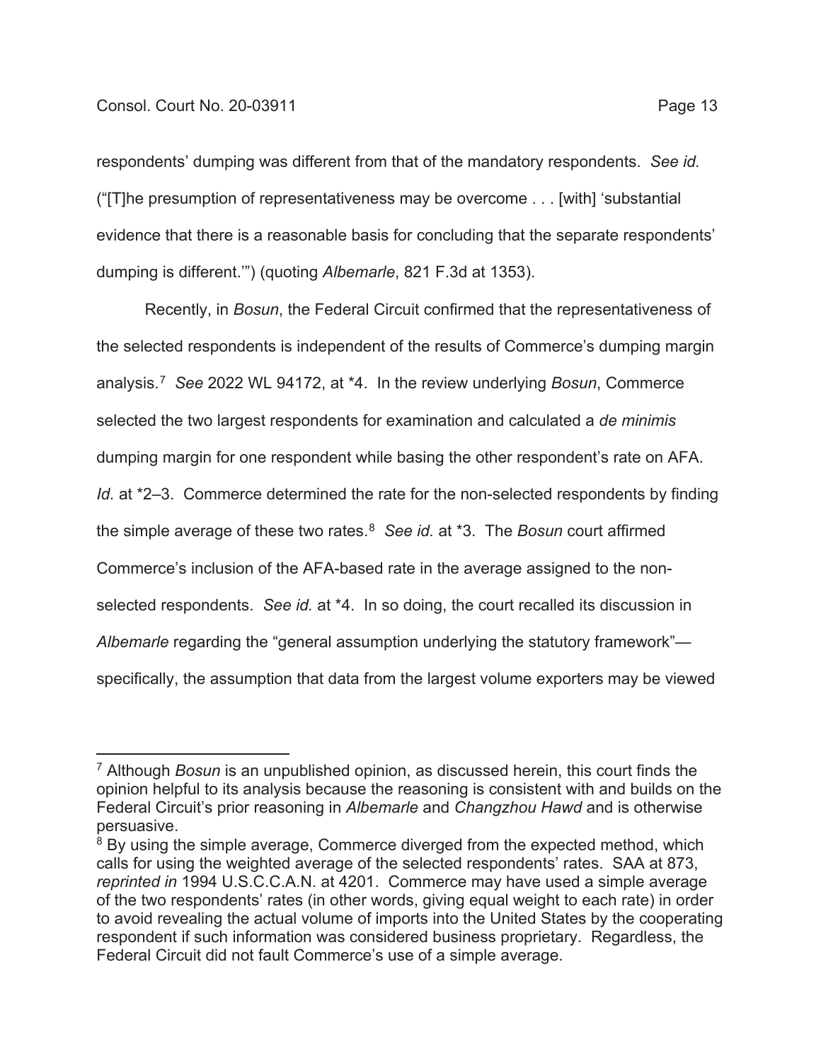respondents' dumping was different from that of the mandatory respondents. *See id.* ("[T]he presumption of representativeness may be overcome . . . [with] 'substantial evidence that there is a reasonable basis for concluding that the separate respondents' dumping is different.'") (quoting *Albemarle*, 821 F.3d at 1353).

Recently, in *Bosun*, the Federal Circuit confirmed that the representativeness of the selected respondents is independent of the results of Commerce's dumping margin analysis.[7] *See* 2022 WL 94172, at *4. In the review underlying *Bosun*, Commerce selected the two largest respondents for examination and calculated a *de minimis* dumping margin for one respondent while basing the other respondent's rate on AFA. *Id.* at *2–3. Commerce determined the rate for the non-selected respondents by finding the simple average of these two rates.[8] *See id.* at *3. The *Bosun* court affirmed Commerce's inclusion of the AFA-based rate in the average assigned to the non-selected respondents. *See id.* at *4. In so doing, the court recalled its discussion in *Albemarle* regarding the "general assumption underlying the statutory framework"—specifically, the assumption that data from the largest volume exporters may be viewed

---

[7] Although *Bosun* is an unpublished opinion, as discussed herein, this court finds the opinion helpful to its analysis because the reasoning is consistent with and builds on the Federal Circuit's prior reasoning in *Albemarle* and *Changzhou Hawd* and is otherwise persuasive.

[8] By using the simple average, Commerce diverged from the expected method, which calls for using the weighted average of the selected respondents' rates. SAA at 873, *reprinted in* 1994 U.S.C.C.A.N. at 4201. Commerce may have used a simple average of the two respondents' rates (in other words, giving equal weight to each rate) in order to avoid revealing the actual volume of imports into the United States by the cooperating respondent if such information was considered business proprietary. Regardless, the Federal Circuit did not fault Commerce's use of a simple average.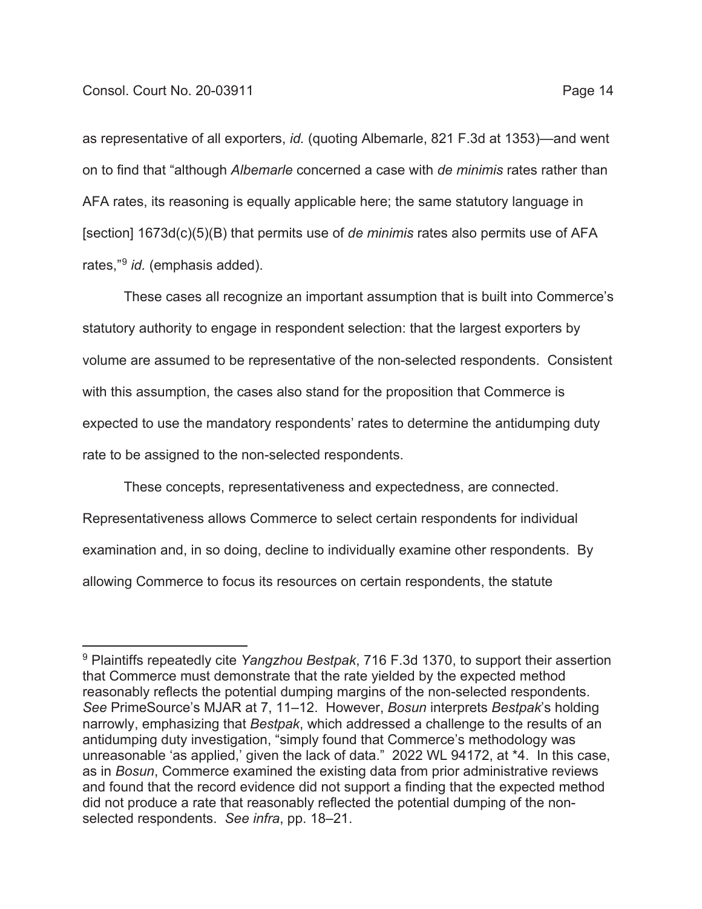as representative of all exporters, *id.* (quoting Albemarle, 821 F.3d at 1353)—and went on to find that "although *Albemarle* concerned a case with *de minimis* rates rather than AFA rates, its reasoning is equally applicable here; the same statutory language in [section] 1673d(c)(5)(B) that permits use of *de minimis* rates also permits use of AFA rates,"[9] *id.* (emphasis added).

These cases all recognize an important assumption that is built into Commerce's statutory authority to engage in respondent selection: that the largest exporters by volume are assumed to be representative of the non-selected respondents. Consistent with this assumption, the cases also stand for the proposition that Commerce is expected to use the mandatory respondents' rates to determine the antidumping duty rate to be assigned to the non-selected respondents.

These concepts, representativeness and expectedness, are connected. Representativeness allows Commerce to select certain respondents for individual examination and, in so doing, decline to individually examine other respondents. By allowing Commerce to focus its resources on certain respondents, the statute

---

[9] Plaintiffs repeatedly cite *Yangzhou Bestpak*, 716 F.3d 1370, to support their assertion that Commerce must demonstrate that the rate yielded by the expected method reasonably reflects the potential dumping margins of the non-selected respondents. *See* PrimeSource's MJAR at 7, 11–12. However, *Bosun* interprets *Bestpak*'s holding narrowly, emphasizing that *Bestpak*, which addressed a challenge to the results of an antidumping duty investigation, "simply found that Commerce's methodology was unreasonable 'as applied,' given the lack of data." 2022 WL 94172, at \*4. In this case, as in *Bosun*, Commerce examined the existing data from prior administrative reviews and found that the record evidence did not support a finding that the expected method did not produce a rate that reasonably reflected the potential dumping of the non-selected respondents. *See infra*, pp. 18–21.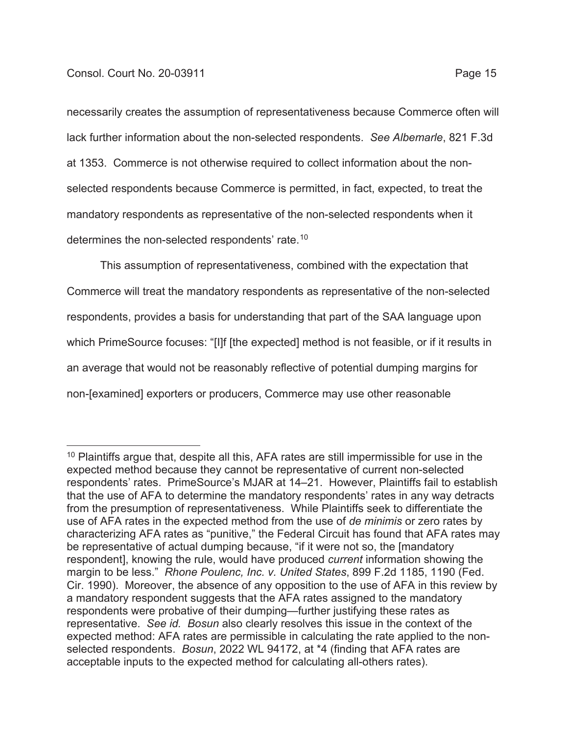necessarily creates the assumption of representativeness because Commerce often will lack further information about the non-selected respondents. *See Albemarle*, 821 F.3d at 1353. Commerce is not otherwise required to collect information about the non-selected respondents because Commerce is permitted, in fact, expected, to treat the mandatory respondents as representative of the non-selected respondents when it determines the non-selected respondents' rate.[10]

This assumption of representativeness, combined with the expectation that Commerce will treat the mandatory respondents as representative of the non-selected respondents, provides a basis for understanding that part of the SAA language upon which PrimeSource focuses: "[I]f [the expected] method is not feasible, or if it results in an average that would not be reasonably reflective of potential dumping margins for non-[examined] exporters or producers, Commerce may use other reasonable

---

[10] Plaintiffs argue that, despite all this, AFA rates are still impermissible for use in the expected method because they cannot be representative of current non-selected respondents' rates. PrimeSource's MJAR at 14–21. However, Plaintiffs fail to establish that the use of AFA to determine the mandatory respondents' rates in any way detracts from the presumption of representativeness. While Plaintiffs seek to differentiate the use of AFA rates in the expected method from the use of *de minimis* or zero rates by characterizing AFA rates as "punitive," the Federal Circuit has found that AFA rates may be representative of actual dumping because, "if it were not so, the [mandatory respondent], knowing the rule, would have produced *current* information showing the margin to be less." *Rhone Poulenc, Inc. v. United States*, 899 F.2d 1185, 1190 (Fed. Cir. 1990). Moreover, the absence of any opposition to the use of AFA in this review by a mandatory respondent suggests that the AFA rates assigned to the mandatory respondents were probative of their dumping—further justifying these rates as representative. *See id. Bosun* also clearly resolves this issue in the context of the expected method: AFA rates are permissible in calculating the rate applied to the non-selected respondents. *Bosun*, 2022 WL 94172, at *4 (finding that AFA rates are acceptable inputs to the expected method for calculating all-others rates).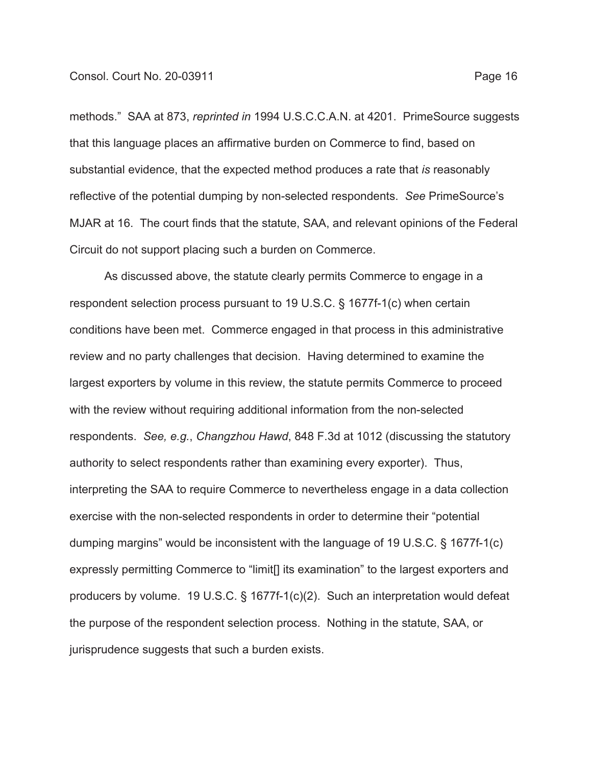methods." SAA at 873, *reprinted in* 1994 U.S.C.C.A.N. at 4201. PrimeSource suggests that this language places an affirmative burden on Commerce to find, based on substantial evidence, that the expected method produces a rate that *is* reasonably reflective of the potential dumping by non-selected respondents. *See* PrimeSource's MJAR at 16. The court finds that the statute, SAA, and relevant opinions of the Federal Circuit do not support placing such a burden on Commerce.

As discussed above, the statute clearly permits Commerce to engage in a respondent selection process pursuant to 19 U.S.C. § 1677f-1(c) when certain conditions have been met. Commerce engaged in that process in this administrative review and no party challenges that decision. Having determined to examine the largest exporters by volume in this review, the statute permits Commerce to proceed with the review without requiring additional information from the non-selected respondents. *See, e.g.*, *Changzhou Hawd*, 848 F.3d at 1012 (discussing the statutory authority to select respondents rather than examining every exporter). Thus, interpreting the SAA to require Commerce to nevertheless engage in a data collection exercise with the non-selected respondents in order to determine their "potential dumping margins" would be inconsistent with the language of 19 U.S.C. § 1677f-1(c) expressly permitting Commerce to "limit[] its examination" to the largest exporters and producers by volume. 19 U.S.C. § 1677f-1(c)(2). Such an interpretation would defeat the purpose of the respondent selection process. Nothing in the statute, SAA, or jurisprudence suggests that such a burden exists.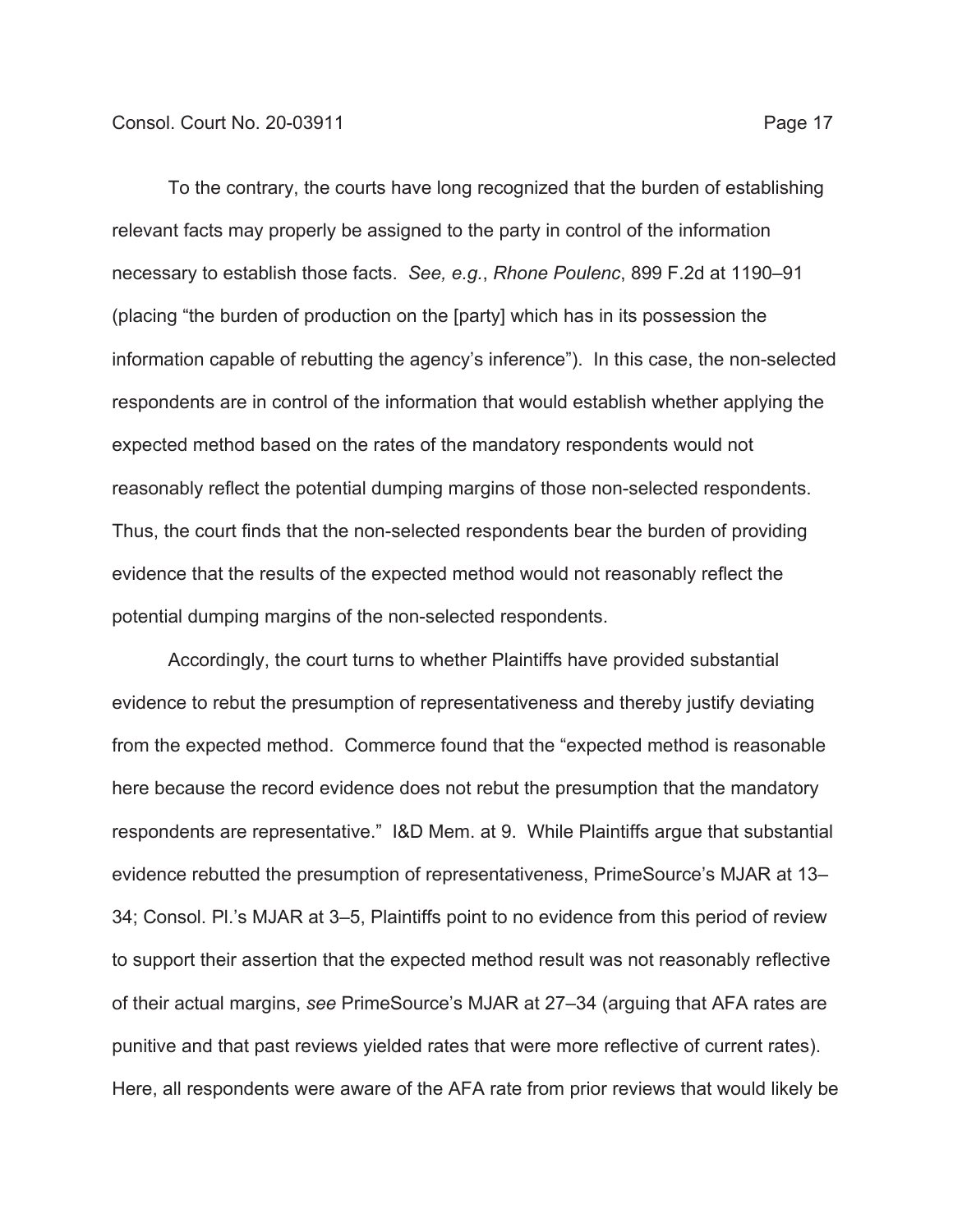To the contrary, the courts have long recognized that the burden of establishing relevant facts may properly be assigned to the party in control of the information necessary to establish those facts. *See, e.g.*, *Rhone Poulenc*, 899 F.2d at 1190–91 (placing "the burden of production on the [party] which has in its possession the information capable of rebutting the agency's inference"). In this case, the non-selected respondents are in control of the information that would establish whether applying the expected method based on the rates of the mandatory respondents would not reasonably reflect the potential dumping margins of those non-selected respondents. Thus, the court finds that the non-selected respondents bear the burden of providing evidence that the results of the expected method would not reasonably reflect the potential dumping margins of the non-selected respondents.

Accordingly, the court turns to whether Plaintiffs have provided substantial evidence to rebut the presumption of representativeness and thereby justify deviating from the expected method. Commerce found that the "expected method is reasonable here because the record evidence does not rebut the presumption that the mandatory respondents are representative." I&D Mem. at 9. While Plaintiffs argue that substantial evidence rebutted the presumption of representativeness, PrimeSource's MJAR at 13–34; Consol. Pl.'s MJAR at 3–5, Plaintiffs point to no evidence from this period of review to support their assertion that the expected method result was not reasonably reflective of their actual margins, *see* PrimeSource's MJAR at 27–34 (arguing that AFA rates are punitive and that past reviews yielded rates that were more reflective of current rates). Here, all respondents were aware of the AFA rate from prior reviews that would likely be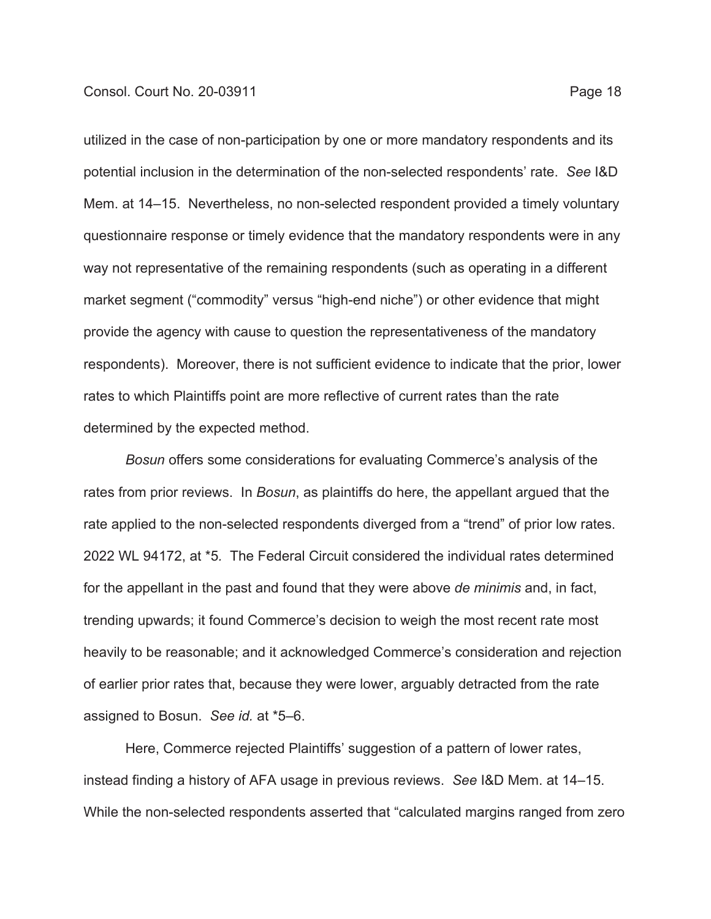utilized in the case of non-participation by one or more mandatory respondents and its potential inclusion in the determination of the non-selected respondents' rate. *See* I&D Mem. at 14–15. Nevertheless, no non-selected respondent provided a timely voluntary questionnaire response or timely evidence that the mandatory respondents were in any way not representative of the remaining respondents (such as operating in a different market segment ("commodity" versus "high-end niche") or other evidence that might provide the agency with cause to question the representativeness of the mandatory respondents). Moreover, there is not sufficient evidence to indicate that the prior, lower rates to which Plaintiffs point are more reflective of current rates than the rate determined by the expected method.

*Bosun* offers some considerations for evaluating Commerce's analysis of the rates from prior reviews. In *Bosun*, as plaintiffs do here, the appellant argued that the rate applied to the non-selected respondents diverged from a "trend" of prior low rates. 2022 WL 94172, at *5. The Federal Circuit considered the individual rates determined for the appellant in the past and found that they were above *de minimis* and, in fact, trending upwards; it found Commerce's decision to weigh the most recent rate most heavily to be reasonable; and it acknowledged Commerce's consideration and rejection of earlier prior rates that, because they were lower, arguably detracted from the rate assigned to Bosun. *See id.* at *5–6.

Here, Commerce rejected Plaintiffs' suggestion of a pattern of lower rates, instead finding a history of AFA usage in previous reviews. *See* I&D Mem. at 14–15. While the non-selected respondents asserted that "calculated margins ranged from zero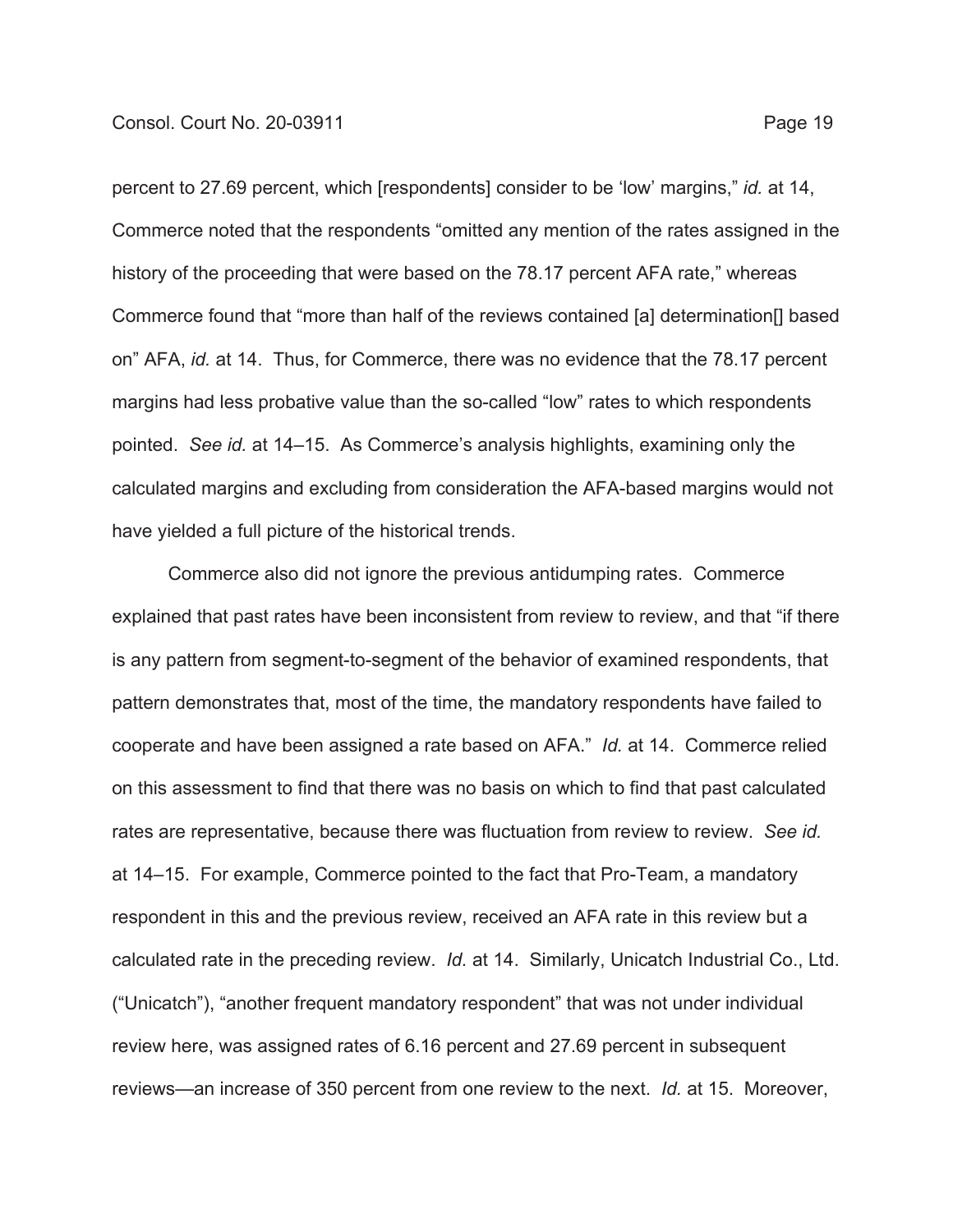percent to 27.69 percent, which [respondents] consider to be 'low' margins," *id.* at 14, Commerce noted that the respondents "omitted any mention of the rates assigned in the history of the proceeding that were based on the 78.17 percent AFA rate," whereas Commerce found that "more than half of the reviews contained [a] determination[] based on" AFA, *id.* at 14. Thus, for Commerce, there was no evidence that the 78.17 percent margins had less probative value than the so-called "low" rates to which respondents pointed. *See id.* at 14–15. As Commerce's analysis highlights, examining only the calculated margins and excluding from consideration the AFA-based margins would not have yielded a full picture of the historical trends.

Commerce also did not ignore the previous antidumping rates. Commerce explained that past rates have been inconsistent from review to review, and that "if there is any pattern from segment-to-segment of the behavior of examined respondents, that pattern demonstrates that, most of the time, the mandatory respondents have failed to cooperate and have been assigned a rate based on AFA." *Id.* at 14. Commerce relied on this assessment to find that there was no basis on which to find that past calculated rates are representative, because there was fluctuation from review to review. *See id.* at 14–15. For example, Commerce pointed to the fact that Pro-Team, a mandatory respondent in this and the previous review, received an AFA rate in this review but a calculated rate in the preceding review. *Id.* at 14. Similarly, Unicatch Industrial Co., Ltd. ("Unicatch"), "another frequent mandatory respondent" that was not under individual review here, was assigned rates of 6.16 percent and 27.69 percent in subsequent reviews—an increase of 350 percent from one review to the next. *Id.* at 15. Moreover,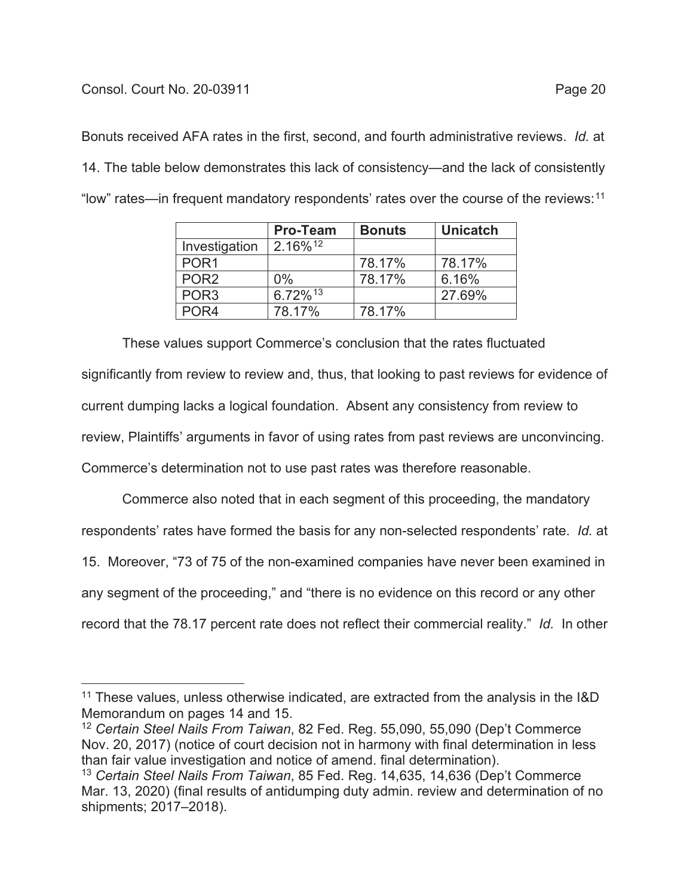Bonuts received AFA rates in the first, second, and fourth administrative reviews. *Id.* at 14. The table below demonstrates this lack of consistency—and the lack of consistently "low" rates—in frequent mandatory respondents' rates over the course of the reviews:[11]

| | Pro-Team | Bonuts | Unicatch |
|---|---|---|---|
| Investigation | 2.16%[12] | | |
| POR1 | | 78.17% | 78.17% |
| POR2 | 0% | 78.17% | 6.16% |
| POR3 | 6.72%[13] | | 27.69% |
| POR4 | 78.17% | 78.17% | |

These values support Commerce's conclusion that the rates fluctuated significantly from review to review and, thus, that looking to past reviews for evidence of current dumping lacks a logical foundation. Absent any consistency from review to review, Plaintiffs' arguments in favor of using rates from past reviews are unconvincing. Commerce's determination not to use past rates was therefore reasonable.

Commerce also noted that in each segment of this proceeding, the mandatory respondents' rates have formed the basis for any non-selected respondents' rate. *Id.* at 15. Moreover, "73 of 75 of the non-examined companies have never been examined in any segment of the proceeding," and "there is no evidence on this record or any other record that the 78.17 percent rate does not reflect their commercial reality." *Id.* In other

---

[11] These values, unless otherwise indicated, are extracted from the analysis in the I&D Memorandum on pages 14 and 15.

[12] *Certain Steel Nails From Taiwan*, 82 Fed. Reg. 55,090, 55,090 (Dep't Commerce Nov. 20, 2017) (notice of court decision not in harmony with final determination in less than fair value investigation and notice of amend. final determination).

[13] *Certain Steel Nails From Taiwan*, 85 Fed. Reg. 14,635, 14,636 (Dep't Commerce Mar. 13, 2020) (final results of antidumping duty admin. review and determination of no shipments; 2017–2018).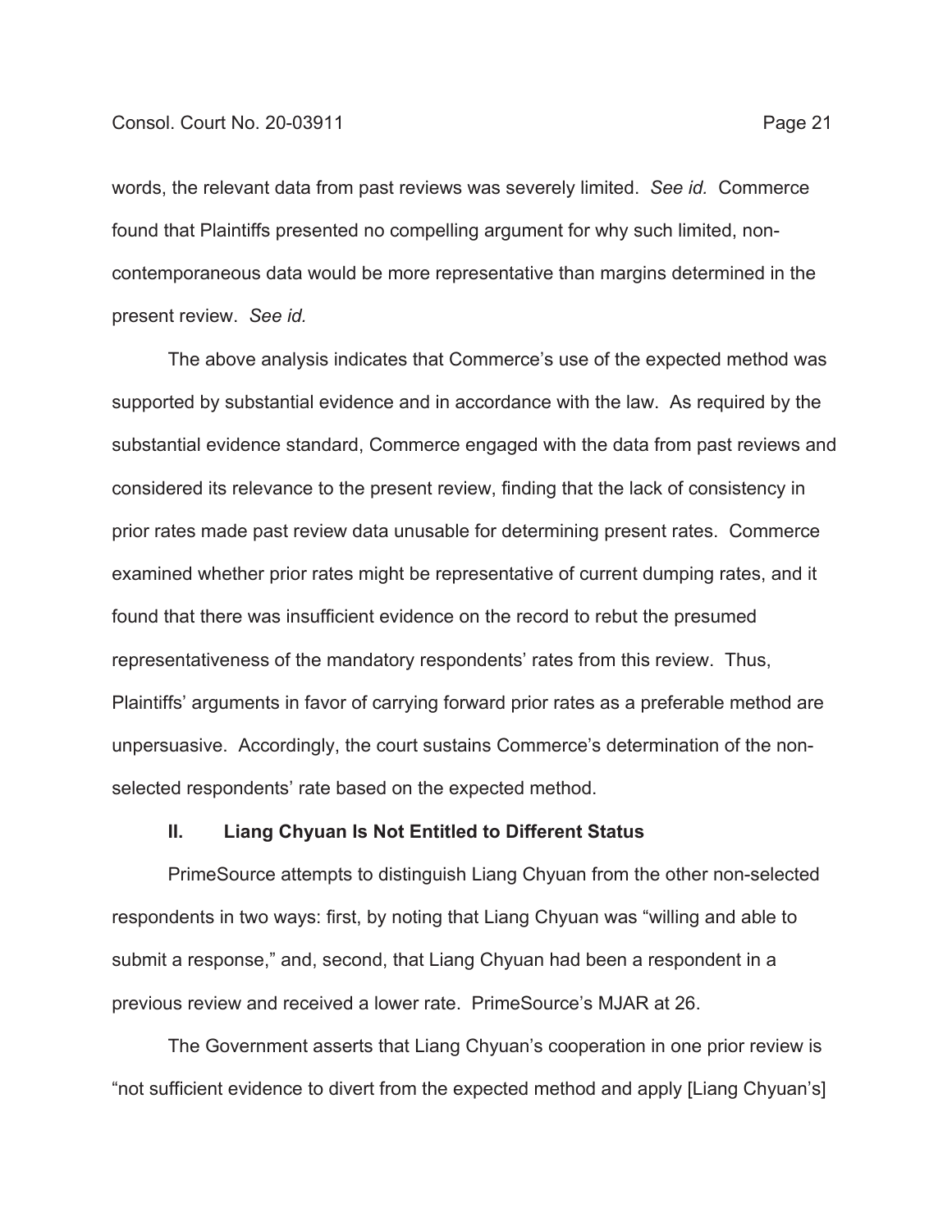words, the relevant data from past reviews was severely limited. *See id.* Commerce found that Plaintiffs presented no compelling argument for why such limited, non-contemporaneous data would be more representative than margins determined in the present review. *See id.*

The above analysis indicates that Commerce's use of the expected method was supported by substantial evidence and in accordance with the law. As required by the substantial evidence standard, Commerce engaged with the data from past reviews and considered its relevance to the present review, finding that the lack of consistency in prior rates made past review data unusable for determining present rates. Commerce examined whether prior rates might be representative of current dumping rates, and it found that there was insufficient evidence on the record to rebut the presumed representativeness of the mandatory respondents' rates from this review. Thus, Plaintiffs' arguments in favor of carrying forward prior rates as a preferable method are unpersuasive. Accordingly, the court sustains Commerce's determination of the non-selected respondents' rate based on the expected method.

## II. Liang Chyuan Is Not Entitled to Different Status

PrimeSource attempts to distinguish Liang Chyuan from the other non-selected respondents in two ways: first, by noting that Liang Chyuan was "willing and able to submit a response," and, second, that Liang Chyuan had been a respondent in a previous review and received a lower rate. PrimeSource's MJAR at 26.

The Government asserts that Liang Chyuan's cooperation in one prior review is "not sufficient evidence to divert from the expected method and apply [Liang Chyuan's]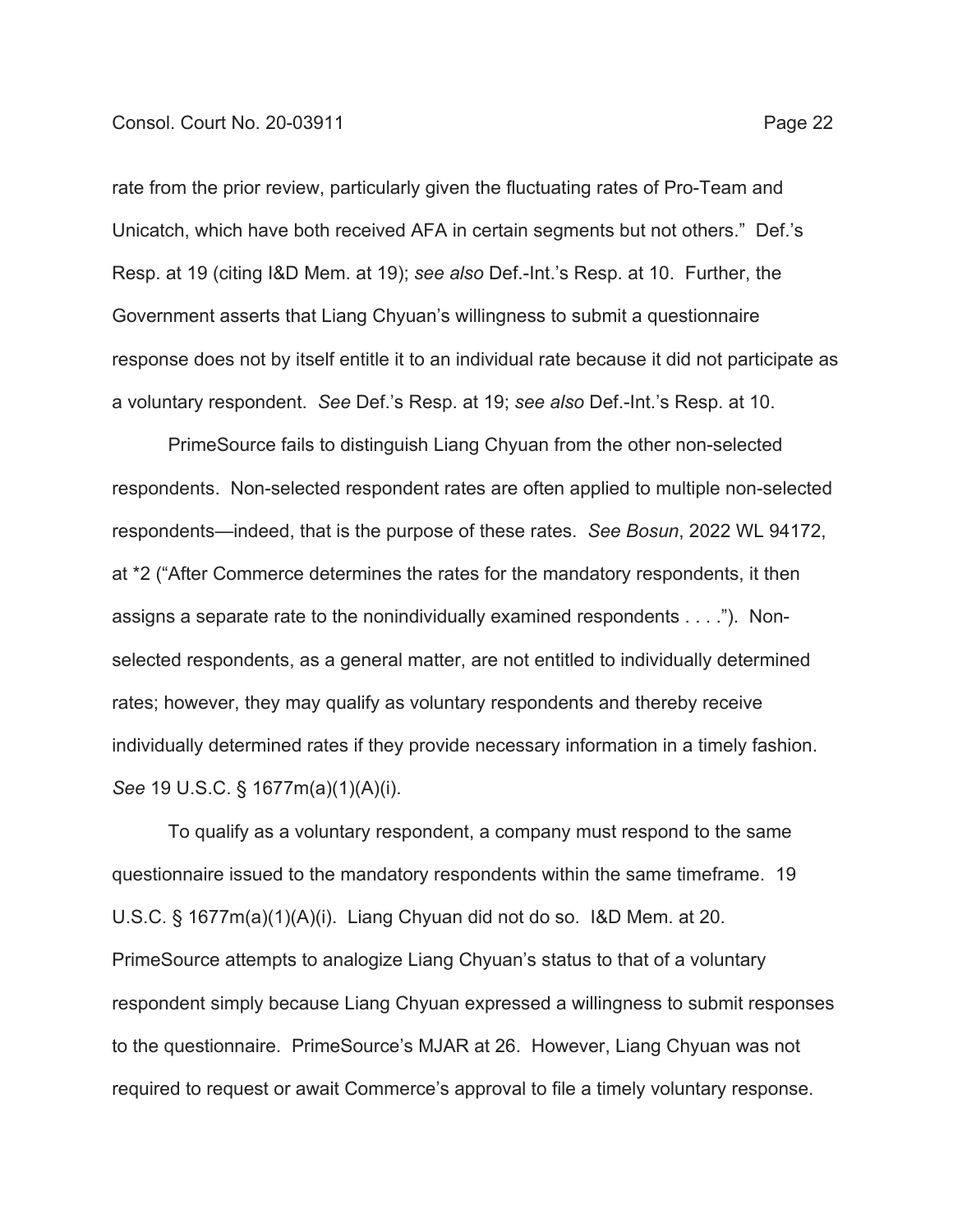rate from the prior review, particularly given the fluctuating rates of Pro-Team and Unicatch, which have both received AFA in certain segments but not others." Def.'s Resp. at 19 (citing I&D Mem. at 19); *see also* Def.-Int.'s Resp. at 10. Further, the Government asserts that Liang Chyuan's willingness to submit a questionnaire response does not by itself entitle it to an individual rate because it did not participate as a voluntary respondent. *See* Def.'s Resp. at 19; *see also* Def.-Int.'s Resp. at 10.

PrimeSource fails to distinguish Liang Chyuan from the other non-selected respondents. Non-selected respondent rates are often applied to multiple non-selected respondents—indeed, that is the purpose of these rates. *See Bosun*, 2022 WL 94172, at *2 ("After Commerce determines the rates for the mandatory respondents, it then assigns a separate rate to the nonindividually examined respondents . . . ."). Non-selected respondents, as a general matter, are not entitled to individually determined rates; however, they may qualify as voluntary respondents and thereby receive individually determined rates if they provide necessary information in a timely fashion. *See* 19 U.S.C. § 1677m(a)(1)(A)(i).

To qualify as a voluntary respondent, a company must respond to the same questionnaire issued to the mandatory respondents within the same timeframe. 19 U.S.C. § 1677m(a)(1)(A)(i). Liang Chyuan did not do so. I&D Mem. at 20. PrimeSource attempts to analogize Liang Chyuan's status to that of a voluntary respondent simply because Liang Chyuan expressed a willingness to submit responses to the questionnaire. PrimeSource's MJAR at 26. However, Liang Chyuan was not required to request or await Commerce's approval to file a timely voluntary response.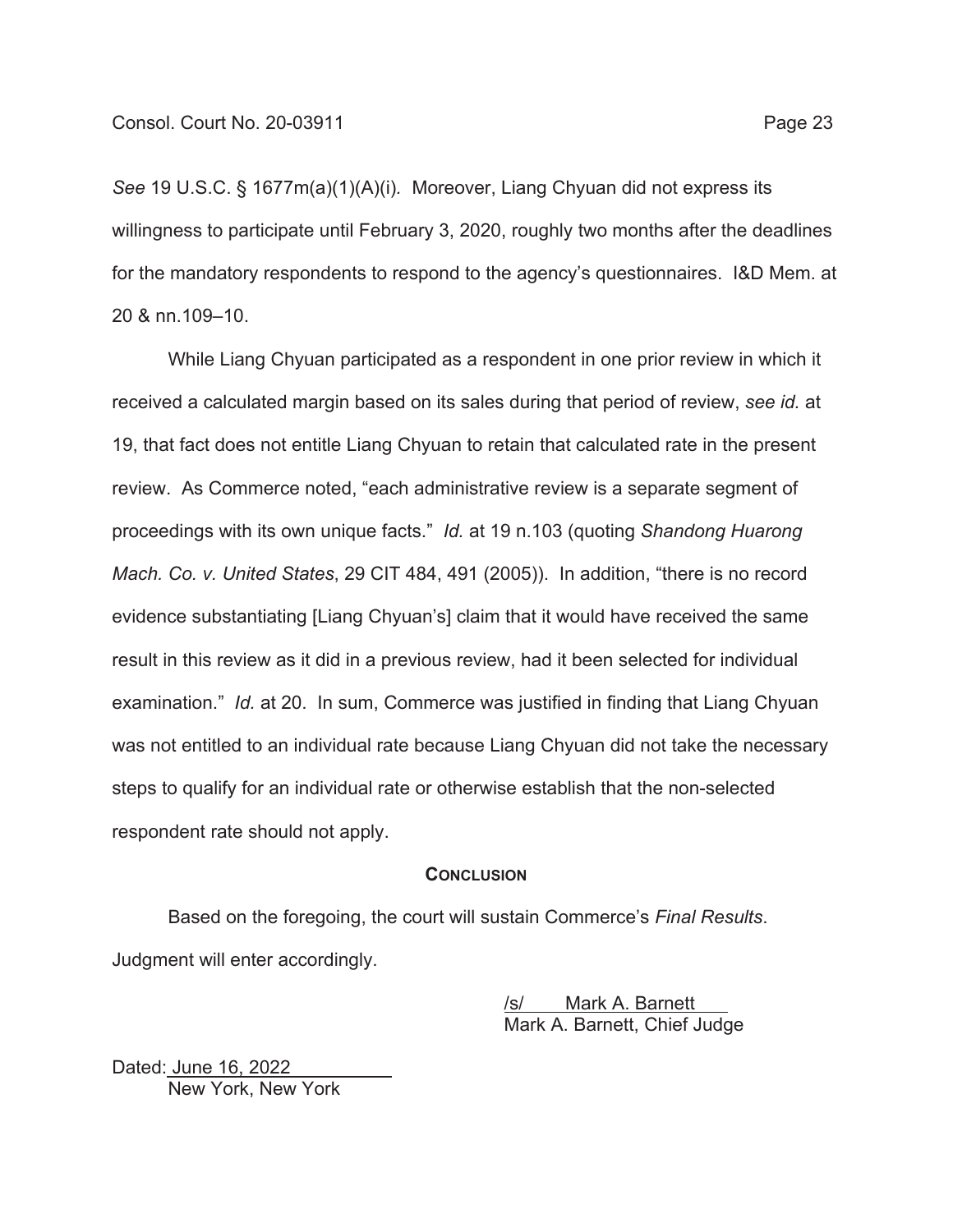*See* 19 U.S.C. § 1677m(a)(1)(A)(i). Moreover, Liang Chyuan did not express its willingness to participate until February 3, 2020, roughly two months after the deadlines for the mandatory respondents to respond to the agency's questionnaires. I&D Mem. at 20 & nn.109–10.

While Liang Chyuan participated as a respondent in one prior review in which it received a calculated margin based on its sales during that period of review, *see id.* at 19, that fact does not entitle Liang Chyuan to retain that calculated rate in the present review. As Commerce noted, "each administrative review is a separate segment of proceedings with its own unique facts." *Id.* at 19 n.103 (quoting *Shandong Huarong Mach. Co. v. United States*, 29 CIT 484, 491 (2005)). In addition, "there is no record evidence substantiating [Liang Chyuan's] claim that it would have received the same result in this review as it did in a previous review, had it been selected for individual examination." *Id.* at 20. In sum, Commerce was justified in finding that Liang Chyuan was not entitled to an individual rate because Liang Chyuan did not take the necessary steps to qualify for an individual rate or otherwise establish that the non-selected respondent rate should not apply.

## CONCLUSION

Based on the foregoing, the court will sustain Commerce's *Final Results*. Judgment will enter accordingly.

/s/ Mark A. Barnett
Mark A. Barnett, Chief Judge

Dated: June 16, 2022
New York, New York